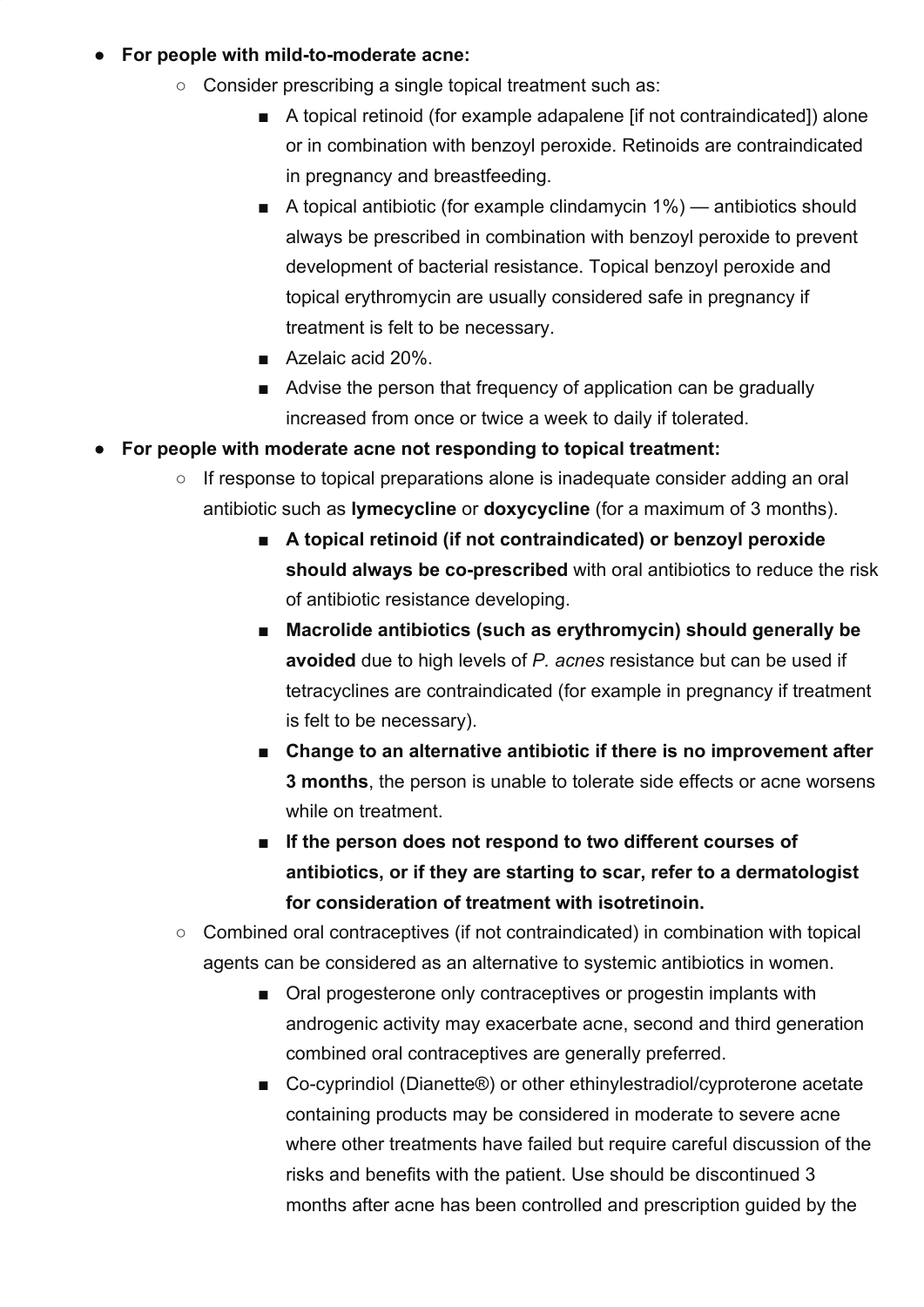- **For people with mild-to-moderate acne:**
  - Consider prescribing a single topical treatment such as:
    - A topical retinoid (for example adapalene [if not contraindicated]) alone or in combination with benzoyl peroxide. Retinoids are contraindicated in pregnancy and breastfeeding.
    - A topical antibiotic (for example clindamycin 1%) — antibiotics should always be prescribed in combination with benzoyl peroxide to prevent development of bacterial resistance. Topical benzoyl peroxide and topical erythromycin are usually considered safe in pregnancy if treatment is felt to be necessary.
    - Azelaic acid 20%.
    - Advise the person that frequency of application can be gradually increased from once or twice a week to daily if tolerated.
- **For people with moderate acne not responding to topical treatment:**
  - If response to topical preparations alone is inadequate consider adding an oral antibiotic such as **lymecycline** or **doxycycline** (for a maximum of 3 months).
    - **A topical retinoid (if not contraindicated) or benzoyl peroxide should always be co-prescribed** with oral antibiotics to reduce the risk of antibiotic resistance developing.
    - **Macrolide antibiotics (such as erythromycin) should generally be avoided** due to high levels of *P. acnes* resistance but can be used if tetracyclines are contraindicated (for example in pregnancy if treatment is felt to be necessary).
    - **Change to an alternative antibiotic if there is no improvement after 3 months**, the person is unable to tolerate side effects or acne worsens while on treatment.
    - **If the person does not respond to two different courses of antibiotics, or if they are starting to scar, refer to a dermatologist for consideration of treatment with isotretinoin.**
  - Combined oral contraceptives (if not contraindicated) in combination with topical agents can be considered as an alternative to systemic antibiotics in women.
    - Oral progesterone only contraceptives or progestin implants with androgenic activity may exacerbate acne, second and third generation combined oral contraceptives are generally preferred.
    - Co-cyprindiol (Dianette®) or other ethinylestradiol/cyproterone acetate containing products may be considered in moderate to severe acne where other treatments have failed but require careful discussion of the risks and benefits with the patient. Use should be discontinued 3 months after acne has been controlled and prescription guided by the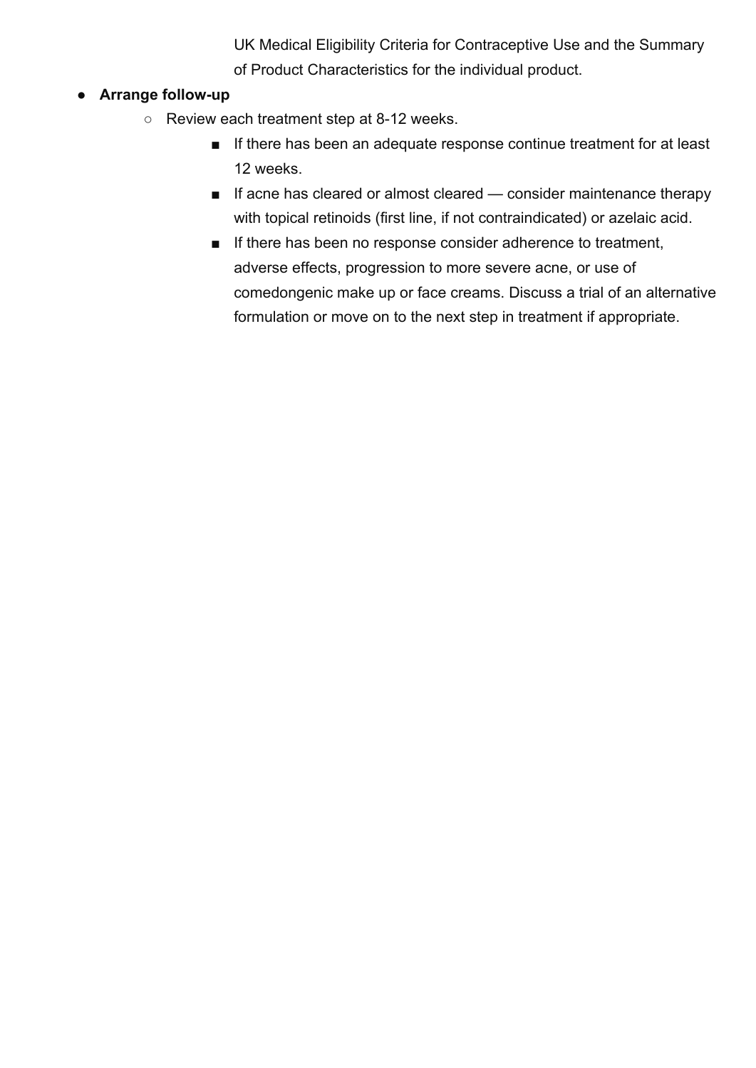UK Medical Eligibility Criteria for Contraceptive Use and the Summary of Product Characteristics for the individual product.

- **Arrange follow-up**
  - Review each treatment step at 8-12 weeks.
    - If there has been an adequate response continue treatment for at least 12 weeks.
    - If acne has cleared or almost cleared — consider maintenance therapy with topical retinoids (first line, if not contraindicated) or azelaic acid.
    - If there has been no response consider adherence to treatment, adverse effects, progression to more severe acne, or use of comedongenic make up or face creams. Discuss a trial of an alternative formulation or move on to the next step in treatment if appropriate.